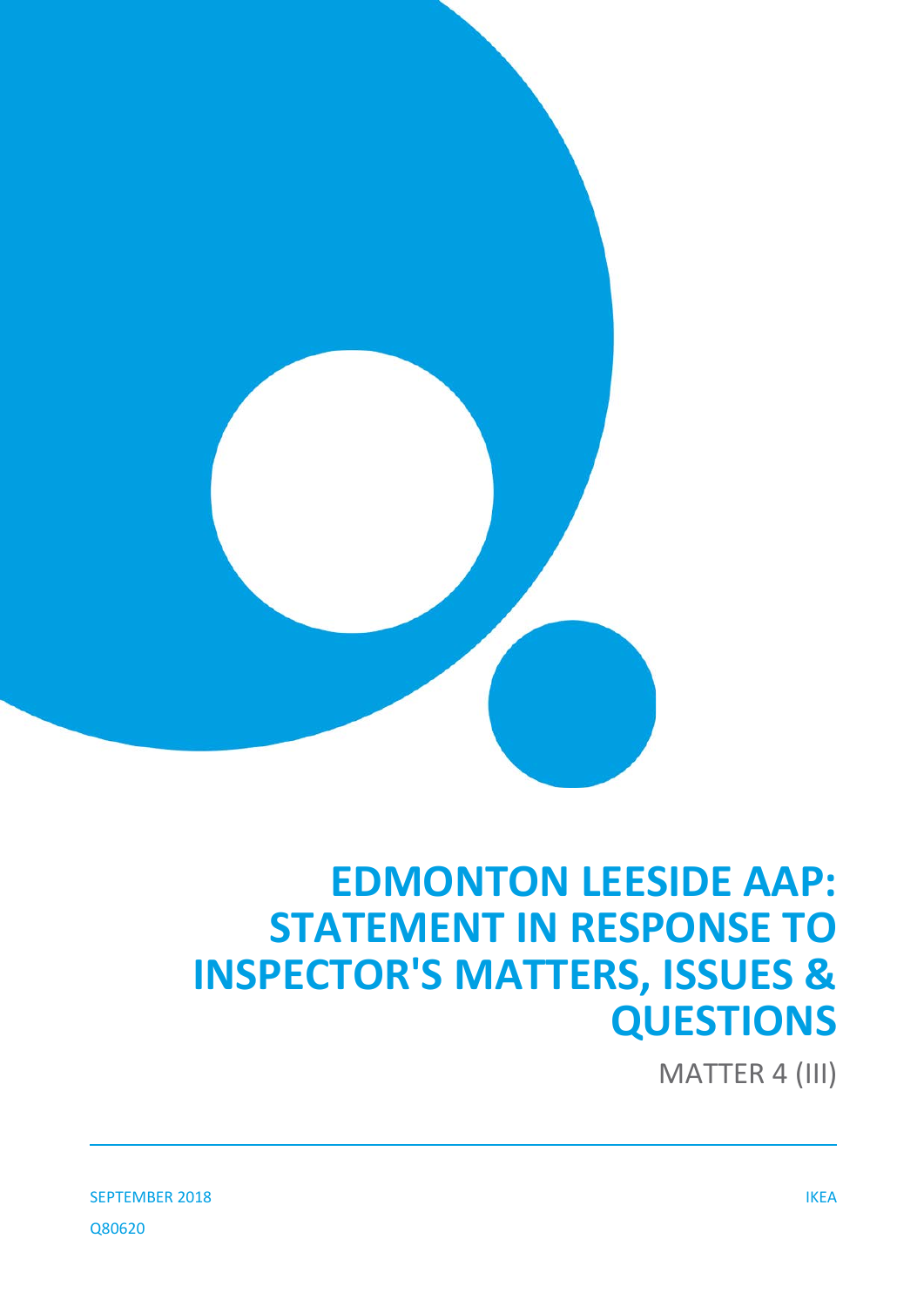# EDMONTON LEESIDE AAP: STATEMENT IN RESPONSE TO INSPECTOR'S MATTERS, ISSUES & QUESTIONS

MATTER 4 (III)

SEPTEMBER 2018

IKEA

Q80620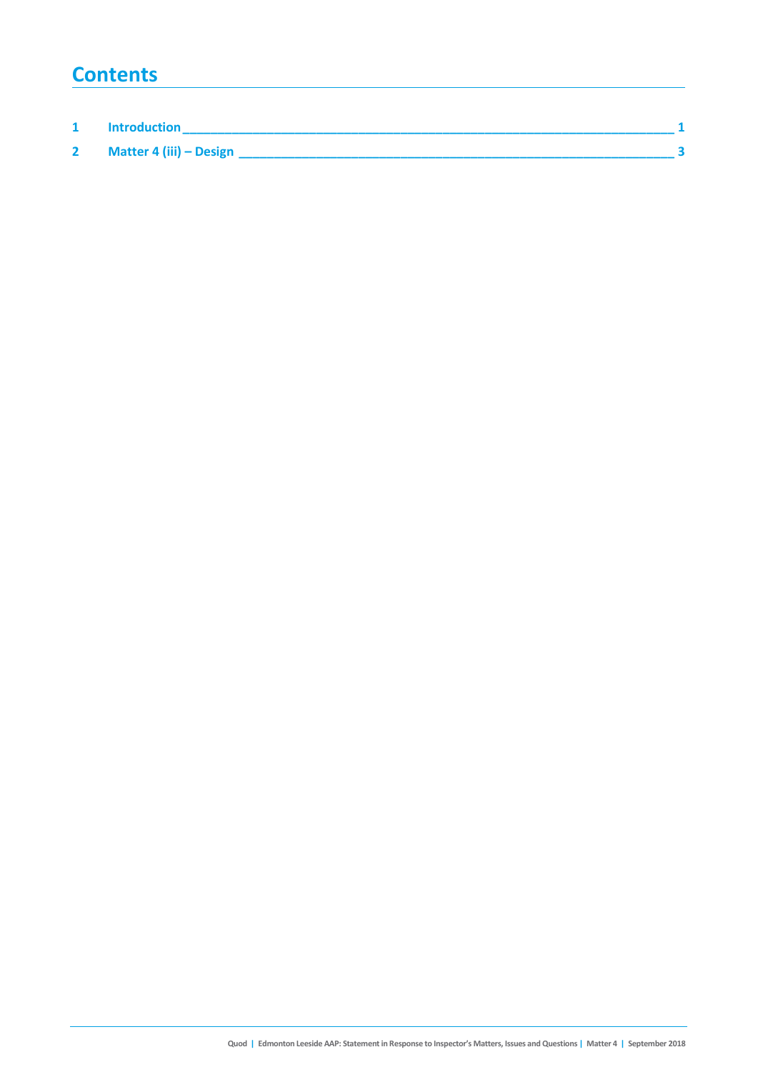# Contents

1 Introduction 1

2 Matter 4 (iii) – Design 3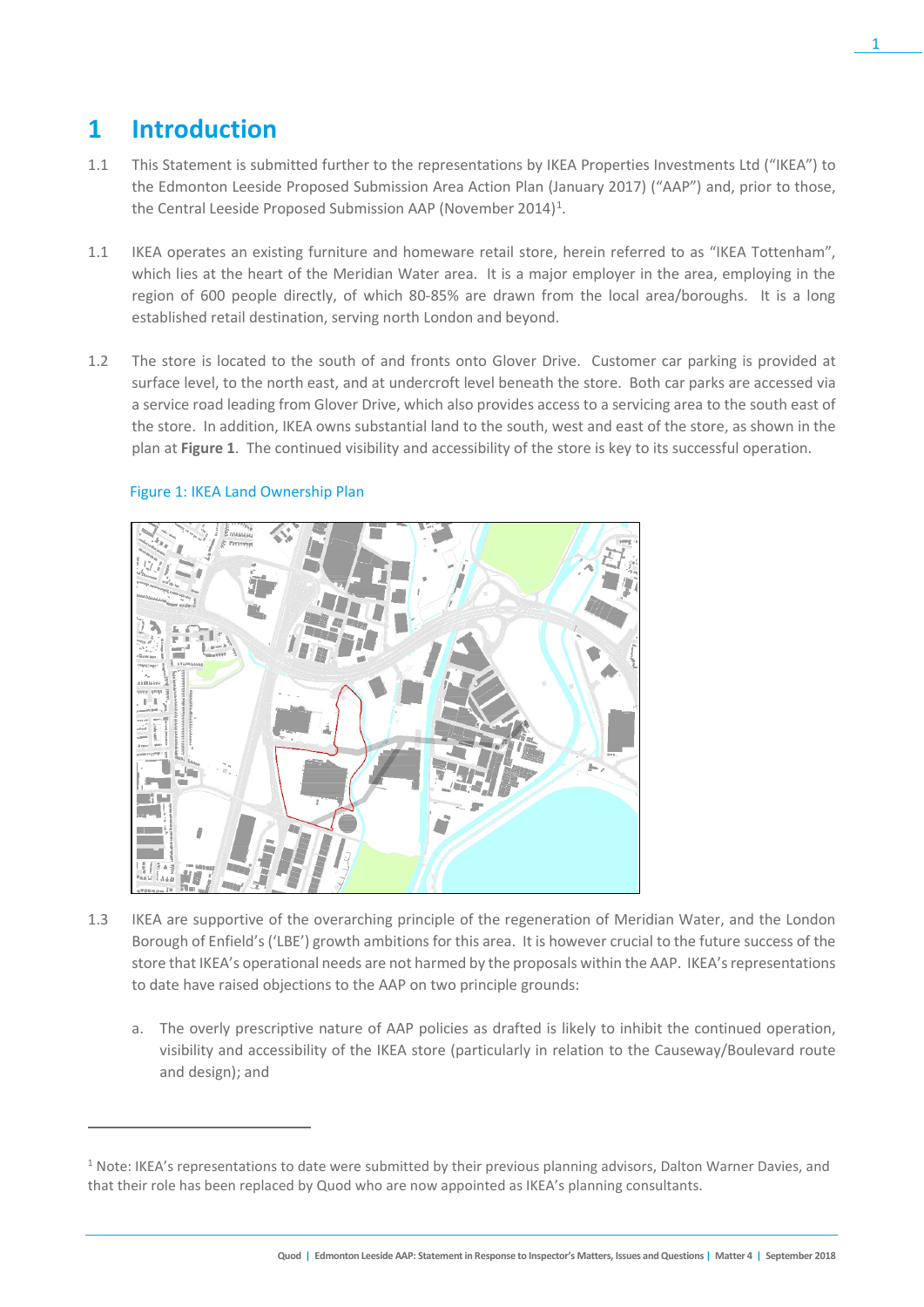# 1 Introduction

1.1 This Statement is submitted further to the representations by IKEA Properties Investments Ltd ("IKEA") to the Edmonton Leeside Proposed Submission Area Action Plan (January 2017) ("AAP") and, prior to those, the Central Leeside Proposed Submission AAP (November 2014)[1].

1.1 IKEA operates an existing furniture and homeware retail store, herein referred to as "IKEA Tottenham", which lies at the heart of the Meridian Water area. It is a major employer in the area, employing in the region of 600 people directly, of which 80-85% are drawn from the local area/boroughs. It is a long established retail destination, serving north London and beyond.

1.2 The store is located to the south of and fronts onto Glover Drive. Customer car parking is provided at surface level, to the north east, and at undercroft level beneath the store. Both car parks are accessed via a service road leading from Glover Drive, which also provides access to a servicing area to the south east of the store. In addition, IKEA owns substantial land to the south, west and east of the store, as shown in the plan at **Figure 1**. The continued visibility and accessibility of the store is key to its successful operation.

Figure 1: IKEA Land Ownership Plan

1.3 IKEA are supportive of the overarching principle of the regeneration of Meridian Water, and the London Borough of Enfield's ('LBE') growth ambitions for this area. It is however crucial to the future success of the store that IKEA's operational needs are not harmed by the proposals within the AAP. IKEA's representations to date have raised objections to the AAP on two principle grounds:

a. The overly prescriptive nature of AAP policies as drafted is likely to inhibit the continued operation, visibility and accessibility of the IKEA store (particularly in relation to the Causeway/Boulevard route and design); and

[1] Note: IKEA's representations to date were submitted by their previous planning advisors, Dalton Warner Davies, and that their role has been replaced by Quod who are now appointed as IKEA's planning consultants.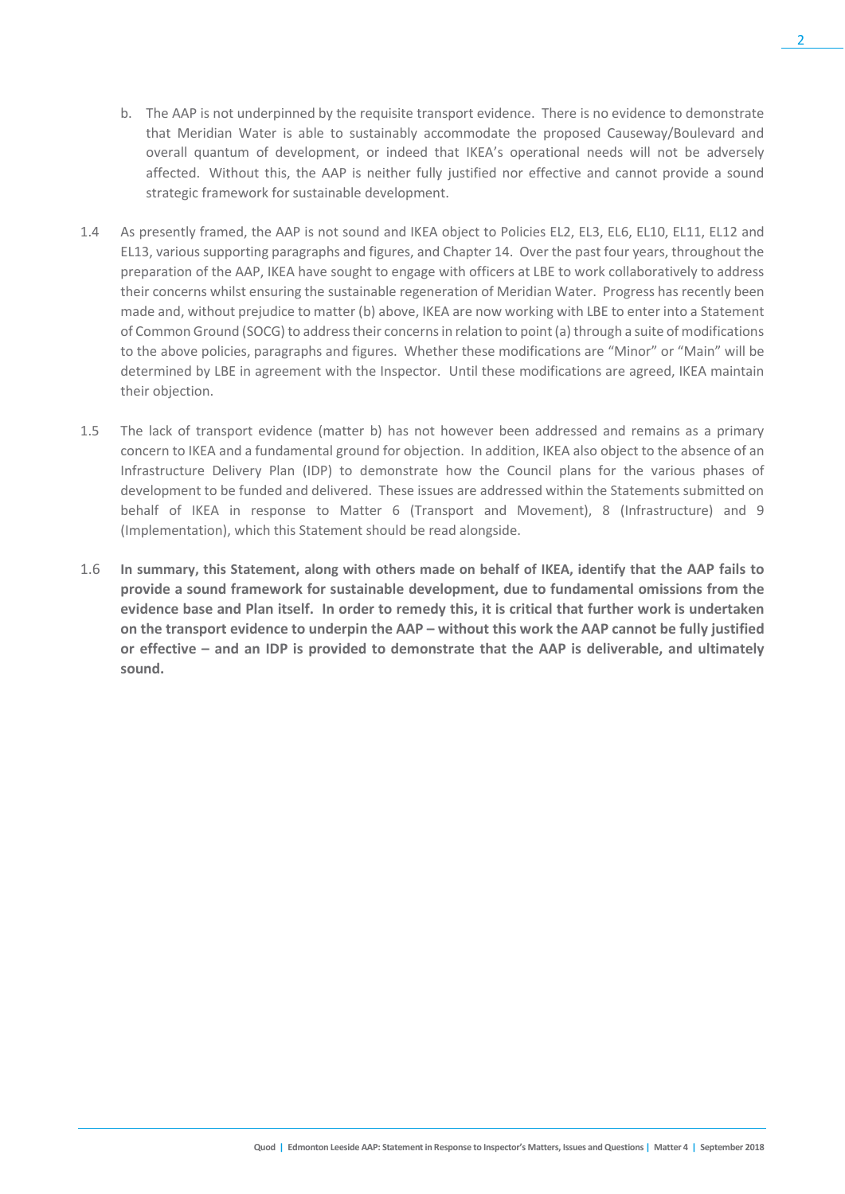b. The AAP is not underpinned by the requisite transport evidence. There is no evidence to demonstrate that Meridian Water is able to sustainably accommodate the proposed Causeway/Boulevard and overall quantum of development, or indeed that IKEA's operational needs will not be adversely affected. Without this, the AAP is neither fully justified nor effective and cannot provide a sound strategic framework for sustainable development.

1.4 As presently framed, the AAP is not sound and IKEA object to Policies EL2, EL3, EL6, EL10, EL11, EL12 and EL13, various supporting paragraphs and figures, and Chapter 14. Over the past four years, throughout the preparation of the AAP, IKEA have sought to engage with officers at LBE to work collaboratively to address their concerns whilst ensuring the sustainable regeneration of Meridian Water. Progress has recently been made and, without prejudice to matter (b) above, IKEA are now working with LBE to enter into a Statement of Common Ground (SOCG) to address their concerns in relation to point (a) through a suite of modifications to the above policies, paragraphs and figures. Whether these modifications are "Minor" or "Main" will be determined by LBE in agreement with the Inspector. Until these modifications are agreed, IKEA maintain their objection.

1.5 The lack of transport evidence (matter b) has not however been addressed and remains as a primary concern to IKEA and a fundamental ground for objection. In addition, IKEA also object to the absence of an Infrastructure Delivery Plan (IDP) to demonstrate how the Council plans for the various phases of development to be funded and delivered. These issues are addressed within the Statements submitted on behalf of IKEA in response to Matter 6 (Transport and Movement), 8 (Infrastructure) and 9 (Implementation), which this Statement should be read alongside.

1.6 **In summary, this Statement, along with others made on behalf of IKEA, identify that the AAP fails to provide a sound framework for sustainable development, due to fundamental omissions from the evidence base and Plan itself. In order to remedy this, it is critical that further work is undertaken on the transport evidence to underpin the AAP – without this work the AAP cannot be fully justified or effective – and an IDP is provided to demonstrate that the AAP is deliverable, and ultimately sound.**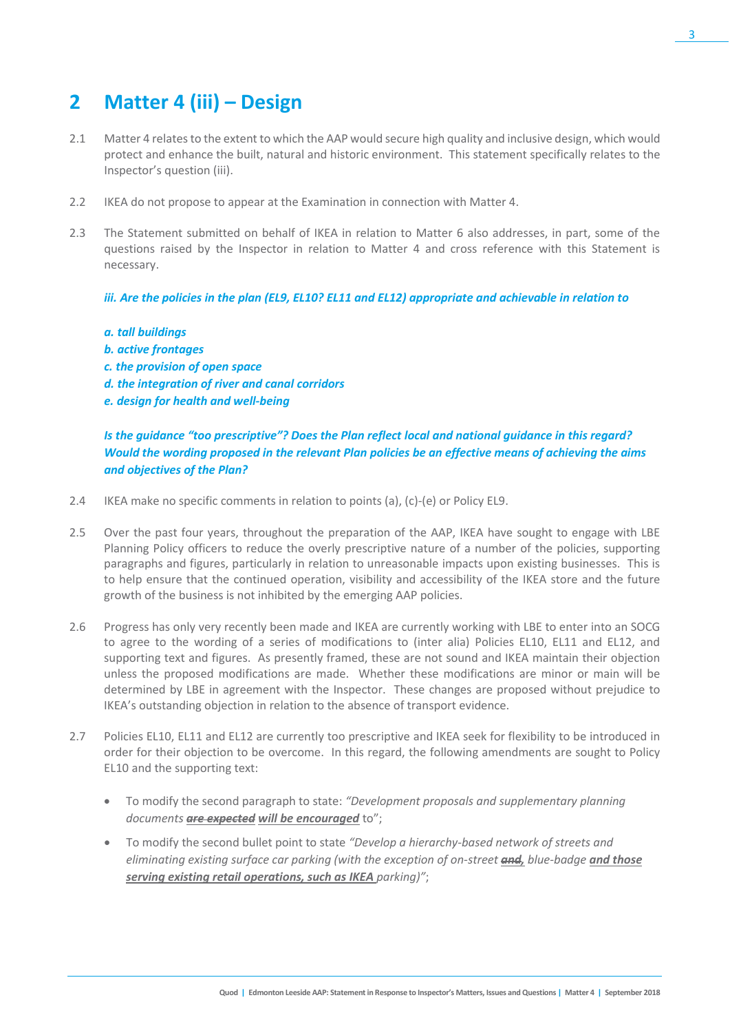## 2 Matter 4 (iii) – Design

2.1 Matter 4 relates to the extent to which the AAP would secure high quality and inclusive design, which would protect and enhance the built, natural and historic environment. This statement specifically relates to the Inspector's question (iii).

2.2 IKEA do not propose to appear at the Examination in connection with Matter 4.

2.3 The Statement submitted on behalf of IKEA in relation to Matter 6 also addresses, in part, some of the questions raised by the Inspector in relation to Matter 4 and cross reference with this Statement is necessary.

***iii. Are the policies in the plan (EL9, EL10? EL11 and EL12) appropriate and achievable in relation to***

***a. tall buildings***
***b. active frontages***
***c. the provision of open space***
***d. the integration of river and canal corridors***
***e. design for health and well-being***

***Is the guidance "too prescriptive"? Does the Plan reflect local and national guidance in this regard? Would the wording proposed in the relevant Plan policies be an effective means of achieving the aims and objectives of the Plan?***

2.4 IKEA make no specific comments in relation to points (a), (c)-(e) or Policy EL9.

2.5 Over the past four years, throughout the preparation of the AAP, IKEA have sought to engage with LBE Planning Policy officers to reduce the overly prescriptive nature of a number of the policies, supporting paragraphs and figures, particularly in relation to unreasonable impacts upon existing businesses. This is to help ensure that the continued operation, visibility and accessibility of the IKEA store and the future growth of the business is not inhibited by the emerging AAP policies.

2.6 Progress has only very recently been made and IKEA are currently working with LBE to enter into an SOCG to agree to the wording of a series of modifications to (inter alia) Policies EL10, EL11 and EL12, and supporting text and figures. As presently framed, these are not sound and IKEA maintain their objection unless the proposed modifications are made. Whether these modifications are minor or main will be determined by LBE in agreement with the Inspector. These changes are proposed without prejudice to IKEA's outstanding objection in relation to the absence of transport evidence.

2.7 Policies EL10, EL11 and EL12 are currently too prescriptive and IKEA seek for flexibility to be introduced in order for their objection to be overcome. In this regard, the following amendments are sought to Policy EL10 and the supporting text:

- To modify the second paragraph to state: *"Development proposals and supplementary planning documents* ***~~are expected~~*** ***will be encouraged*** to";
- To modify the second bullet point to state *"Develop a hierarchy-based network of streets and eliminating existing surface car parking (with the exception of on-street* ***~~and~~,*** *blue-badge* ***and those serving existing retail operations, such as IKEA*** *parking)"*;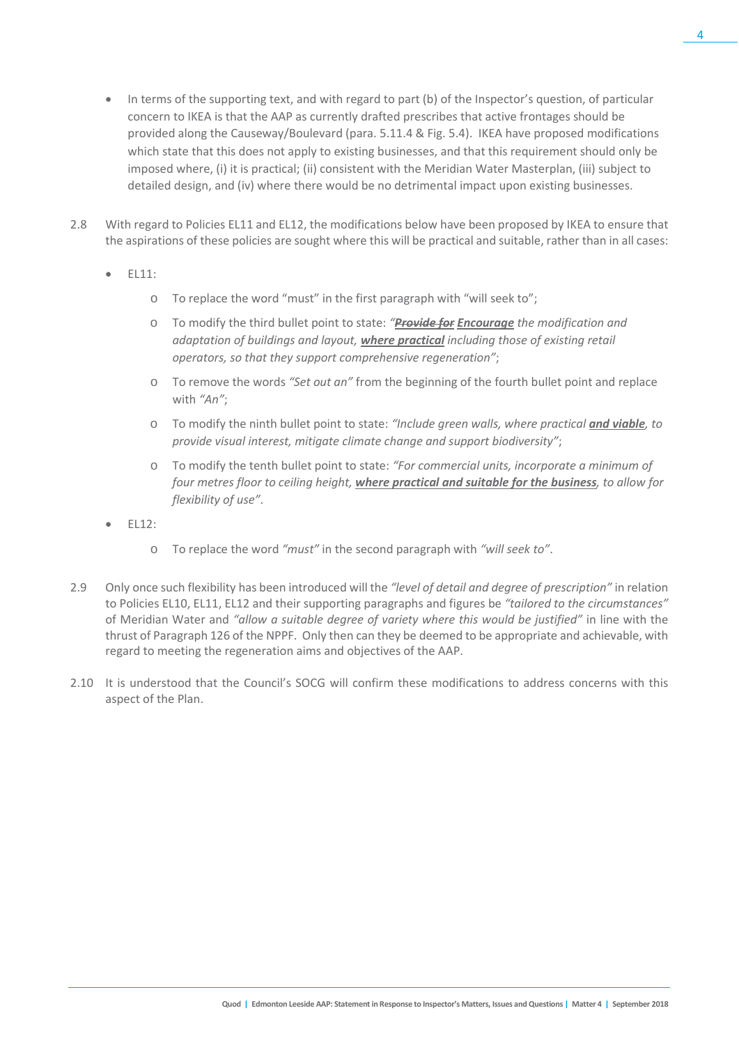- In terms of the supporting text, and with regard to part (b) of the Inspector's question, of particular concern to IKEA is that the AAP as currently drafted prescribes that active frontages should be provided along the Causeway/Boulevard (para. 5.11.4 & Fig. 5.4). IKEA have proposed modifications which state that this does not apply to existing businesses, and that this requirement should only be imposed where, (i) it is practical; (ii) consistent with the Meridian Water Masterplan, (iii) subject to detailed design, and (iv) where there would be no detrimental impact upon existing businesses.

2.8 With regard to Policies EL11 and EL12, the modifications below have been proposed by IKEA to ensure that the aspirations of these policies are sought where this will be practical and suitable, rather than in all cases:

- EL11:
  - To replace the word "must" in the first paragraph with "will seek to";
  - To modify the third bullet point to state: *"~~**Provide for**~~ **Encourage** the modification and adaptation of buildings and layout, **where practical** including those of existing retail operators, so that they support comprehensive regeneration"*;
  - To remove the words *"Set out an"* from the beginning of the fourth bullet point and replace with *"An"*;
  - To modify the ninth bullet point to state: *"Include green walls, where practical **and viable**, to provide visual interest, mitigate climate change and support biodiversity"*;
  - To modify the tenth bullet point to state: *"For commercial units, incorporate a minimum of four metres floor to ceiling height, **where practical and suitable for the business**, to allow for flexibility of use"*.
- EL12:
  - To replace the word *"must"* in the second paragraph with *"will seek to"*.

2.9 Only once such flexibility has been introduced will the *"level of detail and degree of prescription"* in relation to Policies EL10, EL11, EL12 and their supporting paragraphs and figures be *"tailored to the circumstances"* of Meridian Water and *"allow a suitable degree of variety where this would be justified"* in line with the thrust of Paragraph 126 of the NPPF. Only then can they be deemed to be appropriate and achievable, with regard to meeting the regeneration aims and objectives of the AAP.

2.10 It is understood that the Council's SOCG will confirm these modifications to address concerns with this aspect of the Plan.